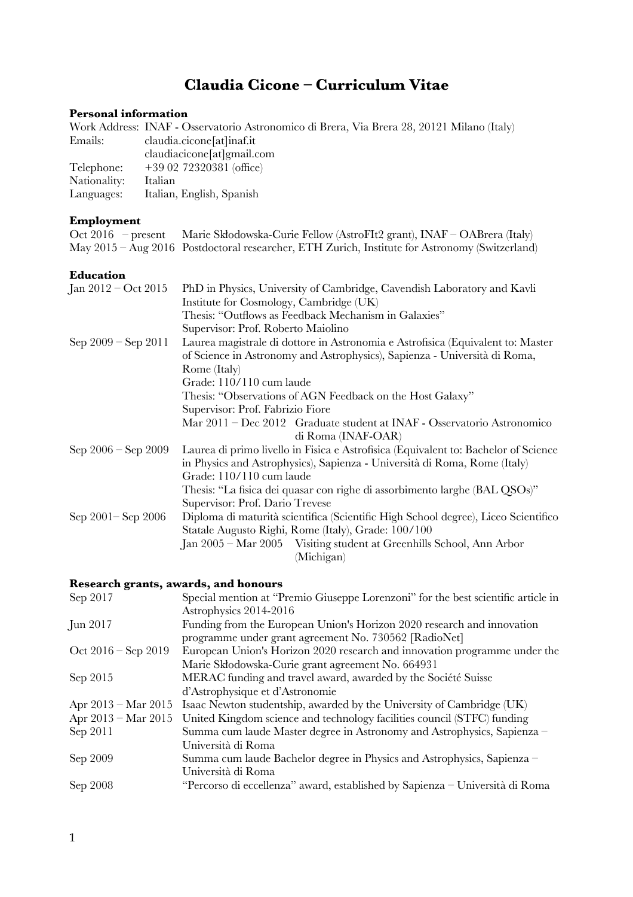# Claudia Cicone – Curriculum Vitae

### Personal information

| | |
|---|---|
| Work Address: | INAF - Osservatorio Astronomico di Brera, Via Brera 28, 20121 Milano (Italy) |
| Emails: | claudia.cicone[at]inaf.it |
| | claudiacicone[at]gmail.com |
| Telephone: | +39 02 72320381 (office) |
| Nationality: | Italian |
| Languages: | Italian, English, Spanish |

### Employment

| | |
|---|---|
| Oct 2016 – present | Marie Skłodowska-Curie Fellow (AstroFIt2 grant), INAF – OABrera (Italy) |
| May 2015 – Aug 2016 | Postdoctoral researcher, ETH Zurich, Institute for Astronomy (Switzerland) |

### Education

**Jan 2012 – Oct 2015**
PhD in Physics, University of Cambridge, Cavendish Laboratory and Kavli Institute for Cosmology, Cambridge (UK)
Thesis: "Outflows as Feedback Mechanism in Galaxies"
Supervisor: Prof. Roberto Maiolino

**Sep 2009 – Sep 2011**
Laurea magistrale di dottore in Astronomia e Astrofisica (Equivalent to: Master of Science in Astronomy and Astrophysics), Sapienza - Università di Roma, Rome (Italy)
Grade: 110/110 cum laude
Thesis: "Observations of AGN Feedback on the Host Galaxy"
Supervisor: Prof. Fabrizio Fiore
Mar 2011 – Dec 2012 Graduate student at INAF - Osservatorio Astronomico di Roma (INAF-OAR)

**Sep 2006 – Sep 2009**
Laurea di primo livello in Fisica e Astrofisica (Equivalent to: Bachelor of Science in Physics and Astrophysics), Sapienza - Università di Roma, Rome (Italy)
Grade: 110/110 cum laude
Thesis: "La fisica dei quasar con righe di assorbimento larghe (BAL QSOs)"
Supervisor: Prof. Dario Trevese

**Sep 2001– Sep 2006**
Diploma di maturità scientifica (Scientific High School degree), Liceo Scientifico Statale Augusto Righi, Rome (Italy), Grade: 100/100
Jan 2005 – Mar 2005 Visiting student at Greenhills School, Ann Arbor (Michigan)

### Research grants, awards, and honours

| | |
|---|---|
| Sep 2017 | Special mention at "Premio Giuseppe Lorenzoni" for the best scientific article in Astrophysics 2014-2016 |
| Jun 2017 | Funding from the European Union's Horizon 2020 research and innovation programme under grant agreement No. 730562 [RadioNet] |
| Oct 2016 – Sep 2019 | European Union's Horizon 2020 research and innovation programme under the Marie Skłodowska-Curie grant agreement No. 664931 |
| Sep 2015 | MERAC funding and travel award, awarded by the Société Suisse d'Astrophysique et d'Astronomie |
| Apr 2013 – Mar 2015 | Isaac Newton studentship, awarded by the University of Cambridge (UK) |
| Apr 2013 – Mar 2015 | United Kingdom science and technology facilities council (STFC) funding |
| Sep 2011 | Summa cum laude Master degree in Astronomy and Astrophysics, Sapienza – Università di Roma |
| Sep 2009 | Summa cum laude Bachelor degree in Physics and Astrophysics, Sapienza – Università di Roma |
| Sep 2008 | "Percorso di eccellenza" award, established by Sapienza – Università di Roma |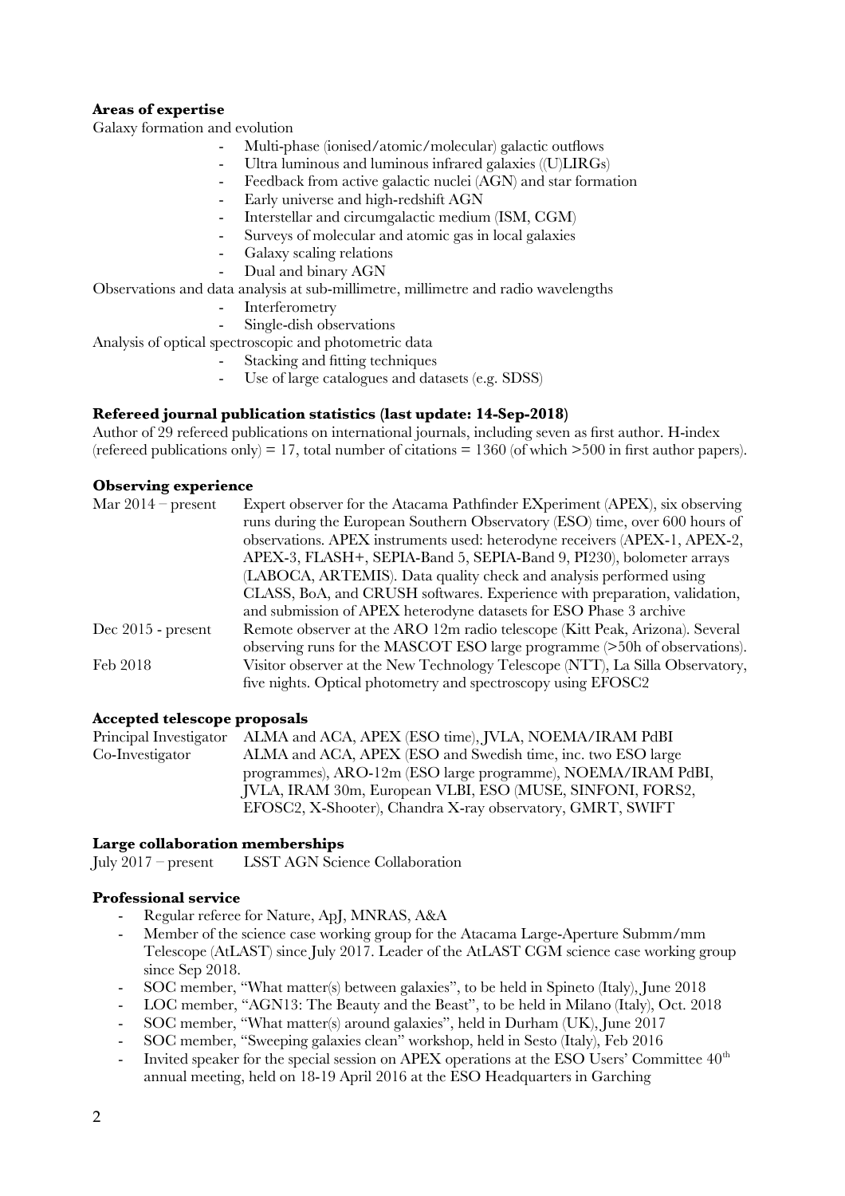**Areas of expertise**

Galaxy formation and evolution

- Multi-phase (ionised/atomic/molecular) galactic outflows
- Ultra luminous and luminous infrared galaxies ((U)LIRGs)
- Feedback from active galactic nuclei (AGN) and star formation
- Early universe and high-redshift AGN
- Interstellar and circumgalactic medium (ISM, CGM)
- Surveys of molecular and atomic gas in local galaxies
- Galaxy scaling relations
- Dual and binary AGN

Observations and data analysis at sub-millimetre, millimetre and radio wavelengths

- Interferometry
- Single-dish observations

Analysis of optical spectroscopic and photometric data

- Stacking and fitting techniques
- Use of large catalogues and datasets (e.g. SDSS)

**Refereed journal publication statistics (last update: 14-Sep-2018)**

Author of 29 refereed publications on international journals, including seven as first author. H-index (refereed publications only) = 17, total number of citations = 1360 (of which >500 in first author papers).

**Observing experience**

| | |
|---|---|
| Mar 2014 – present | Expert observer for the Atacama Pathfinder EXperiment (APEX), six observing runs during the European Southern Observatory (ESO) time, over 600 hours of observations. APEX instruments used: heterodyne receivers (APEX-1, APEX-2, APEX-3, FLASH+, SEPIA-Band 5, SEPIA-Band 9, PI230), bolometer arrays (LABOCA, ARTEMIS). Data quality check and analysis performed using CLASS, BoA, and CRUSH softwares. Experience with preparation, validation, and submission of APEX heterodyne datasets for ESO Phase 3 archive |
| Dec 2015 - present | Remote observer at the ARO 12m radio telescope (Kitt Peak, Arizona). Several observing runs for the MASCOT ESO large programme (>50h of observations). |
| Feb 2018 | Visitor observer at the New Technology Telescope (NTT), La Silla Observatory, five nights. Optical photometry and spectroscopy using EFOSC2 |

**Accepted telescope proposals**

| | |
|---|---|
| Principal Investigator | ALMA and ACA, APEX (ESO time), JVLA, NOEMA/IRAM PdBI |
| Co-Investigator | ALMA and ACA, APEX (ESO and Swedish time, inc. two ESO large programmes), ARO-12m (ESO large programme), NOEMA/IRAM PdBI, JVLA, IRAM 30m, European VLBI, ESO (MUSE, SINFONI, FORS2, EFOSC2, X-Shooter), Chandra X-ray observatory, GMRT, SWIFT |

**Large collaboration memberships**

| | |
|---|---|
| July 2017 – present | LSST AGN Science Collaboration |

**Professional service**

- Regular referee for Nature, ApJ, MNRAS, A&A
- Member of the science case working group for the Atacama Large-Aperture Submm/mm Telescope (AtLAST) since July 2017. Leader of the AtLAST CGM science case working group since Sep 2018.
- SOC member, "What matter(s) between galaxies", to be held in Spineto (Italy), June 2018
- LOC member, "AGN13: The Beauty and the Beast", to be held in Milano (Italy), Oct. 2018
- SOC member, "What matter(s) around galaxies", held in Durham (UK), June 2017
- SOC member, "Sweeping galaxies clean" workshop, held in Sesto (Italy), Feb 2016
- Invited speaker for the special session on APEX operations at the ESO Users' Committee 40th annual meeting, held on 18-19 April 2016 at the ESO Headquarters in Garching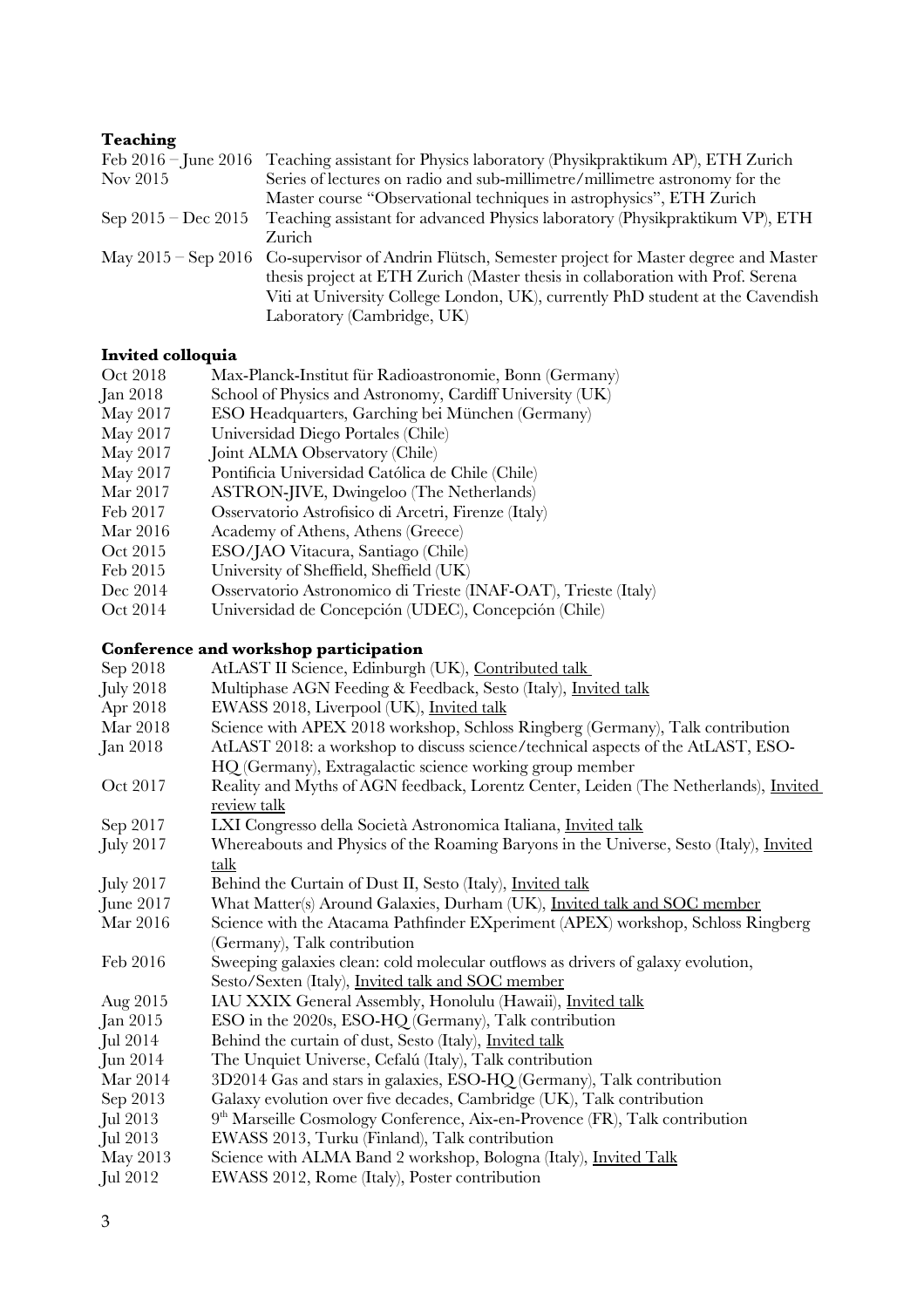### Teaching

| | |
|---|---|
| Feb 2016 – June 2016 | Teaching assistant for Physics laboratory (Physikpraktikum AP), ETH Zurich |
| Nov 2015 | Series of lectures on radio and sub-millimetre/millimetre astronomy for the Master course "Observational techniques in astrophysics", ETH Zurich |
| Sep 2015 – Dec 2015 | Teaching assistant for advanced Physics laboratory (Physikpraktikum VP), ETH Zurich |
| May 2015 – Sep 2016 | Co-supervisor of Andrin Flütsch, Semester project for Master degree and Master thesis project at ETH Zurich (Master thesis in collaboration with Prof. Serena Viti at University College London, UK), currently PhD student at the Cavendish Laboratory (Cambridge, UK) |

### Invited colloquia

| | |
|---|---|
| Oct 2018 | Max-Planck-Institut für Radioastronomie, Bonn (Germany) |
| Jan 2018 | School of Physics and Astronomy, Cardiff University (UK) |
| May 2017 | ESO Headquarters, Garching bei München (Germany) |
| May 2017 | Universidad Diego Portales (Chile) |
| May 2017 | Joint ALMA Observatory (Chile) |
| May 2017 | Pontificia Universidad Católica de Chile (Chile) |
| Mar 2017 | ASTRON-JIVE, Dwingeloo (The Netherlands) |
| Feb 2017 | Osservatorio Astrofisico di Arcetri, Firenze (Italy) |
| Mar 2016 | Academy of Athens, Athens (Greece) |
| Oct 2015 | ESO/JAO Vitacura, Santiago (Chile) |
| Feb 2015 | University of Sheffield, Sheffield (UK) |
| Dec 2014 | Osservatorio Astronomico di Trieste (INAF-OAT), Trieste (Italy) |
| Oct 2014 | Universidad de Concepción (UDEC), Concepción (Chile) |

### Conference and workshop participation

| | |
|---|---|
| Sep 2018 | AtLAST II Science, Edinburgh (UK), Contributed talk |
| July 2018 | Multiphase AGN Feeding & Feedback, Sesto (Italy), Invited talk |
| Apr 2018 | EWASS 2018, Liverpool (UK), Invited talk |
| Mar 2018 | Science with APEX 2018 workshop, Schloss Ringberg (Germany), Talk contribution |
| Jan 2018 | AtLAST 2018: a workshop to discuss science/technical aspects of the AtLAST, ESO-HQ (Germany), Extragalactic science working group member |
| Oct 2017 | Reality and Myths of AGN feedback, Lorentz Center, Leiden (The Netherlands), Invited review talk |
| Sep 2017 | LXI Congresso della Società Astronomica Italiana, Invited talk |
| July 2017 | Whereabouts and Physics of the Roaming Baryons in the Universe, Sesto (Italy), Invited talk |
| July 2017 | Behind the Curtain of Dust II, Sesto (Italy), Invited talk |
| June 2017 | What Matter(s) Around Galaxies, Durham (UK), Invited talk and SOC member |
| Mar 2016 | Science with the Atacama Pathfinder EXperiment (APEX) workshop, Schloss Ringberg (Germany), Talk contribution |
| Feb 2016 | Sweeping galaxies clean: cold molecular outflows as drivers of galaxy evolution, Sesto/Sexten (Italy), Invited talk and SOC member |
| Aug 2015 | IAU XXIX General Assembly, Honolulu (Hawaii), Invited talk |
| Jan 2015 | ESO in the 2020s, ESO-HQ (Germany), Talk contribution |
| Jul 2014 | Behind the curtain of dust, Sesto (Italy), Invited talk |
| Jun 2014 | The Unquiet Universe, Cefalú (Italy), Talk contribution |
| Mar 2014 | 3D2014 Gas and stars in galaxies, ESO-HQ (Germany), Talk contribution |
| Sep 2013 | Galaxy evolution over five decades, Cambridge (UK), Talk contribution |
| Jul 2013 | 9th Marseille Cosmology Conference, Aix-en-Provence (FR), Talk contribution |
| Jul 2013 | EWASS 2013, Turku (Finland), Talk contribution |
| May 2013 | Science with ALMA Band 2 workshop, Bologna (Italy), Invited Talk |
| Jul 2012 | EWASS 2012, Rome (Italy), Poster contribution |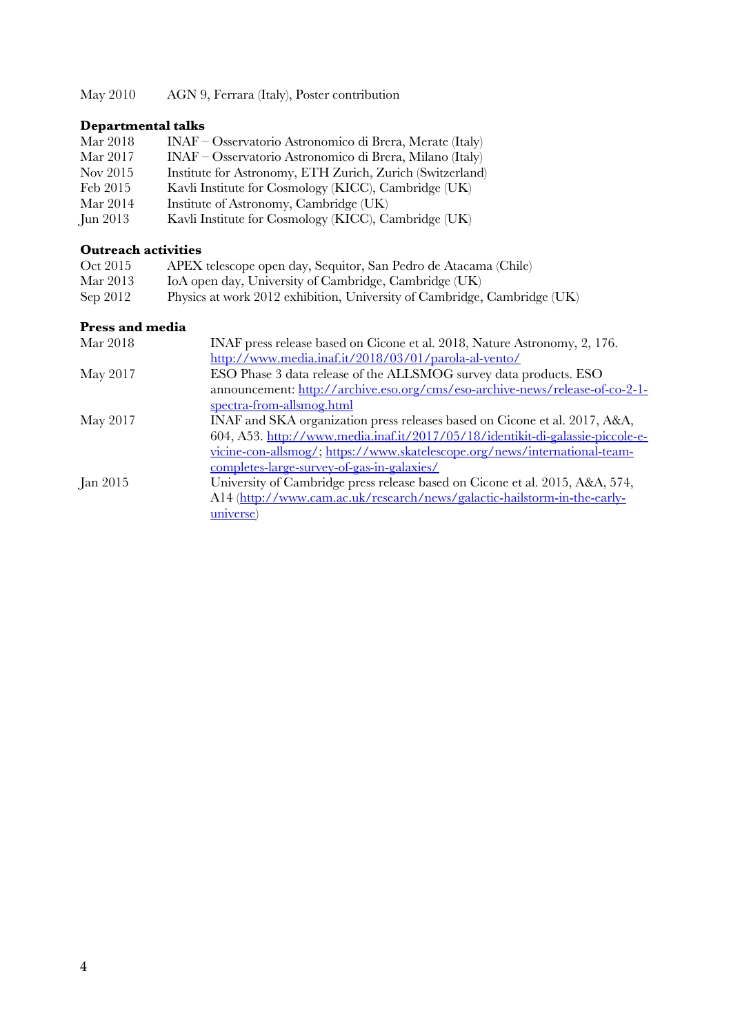May 2010 AGN 9, Ferrara (Italy), Poster contribution

### Departmental talks

| | |
|---|---|
| Mar 2018 | INAF – Osservatorio Astronomico di Brera, Merate (Italy) |
| Mar 2017 | INAF – Osservatorio Astronomico di Brera, Milano (Italy) |
| Nov 2015 | Institute for Astronomy, ETH Zurich, Zurich (Switzerland) |
| Feb 2015 | Kavli Institute for Cosmology (KICC), Cambridge (UK) |
| Mar 2014 | Institute of Astronomy, Cambridge (UK) |
| Jun 2013 | Kavli Institute for Cosmology (KICC), Cambridge (UK) |

### Outreach activities

| | |
|---|---|
| Oct 2015 | APEX telescope open day, Sequitor, San Pedro de Atacama (Chile) |
| Mar 2013 | IoA open day, University of Cambridge, Cambridge (UK) |
| Sep 2012 | Physics at work 2012 exhibition, University of Cambridge, Cambridge (UK) |

### Press and media

| | |
|---|---|
| Mar 2018 | INAF press release based on Cicone et al. 2018, Nature Astronomy, 2, 176. http://www.media.inaf.it/2018/03/01/parola-al-vento/ |
| May 2017 | ESO Phase 3 data release of the ALLSMOG survey data products. ESO announcement: http://archive.eso.org/cms/eso-archive-news/release-of-co-2-1-spectra-from-allsmog.html |
| May 2017 | INAF and SKA organization press releases based on Cicone et al. 2017, A&A, 604, A53. http://www.media.inaf.it/2017/05/18/identikit-di-galassie-piccole-e-vicine-con-allsmog/; https://www.skatelescope.org/news/international-team-completes-large-survey-of-gas-in-galaxies/ |
| Jan 2015 | University of Cambridge press release based on Cicone et al. 2015, A&A, 574, A14 (http://www.cam.ac.uk/research/news/galactic-hailstorm-in-the-early-universe) |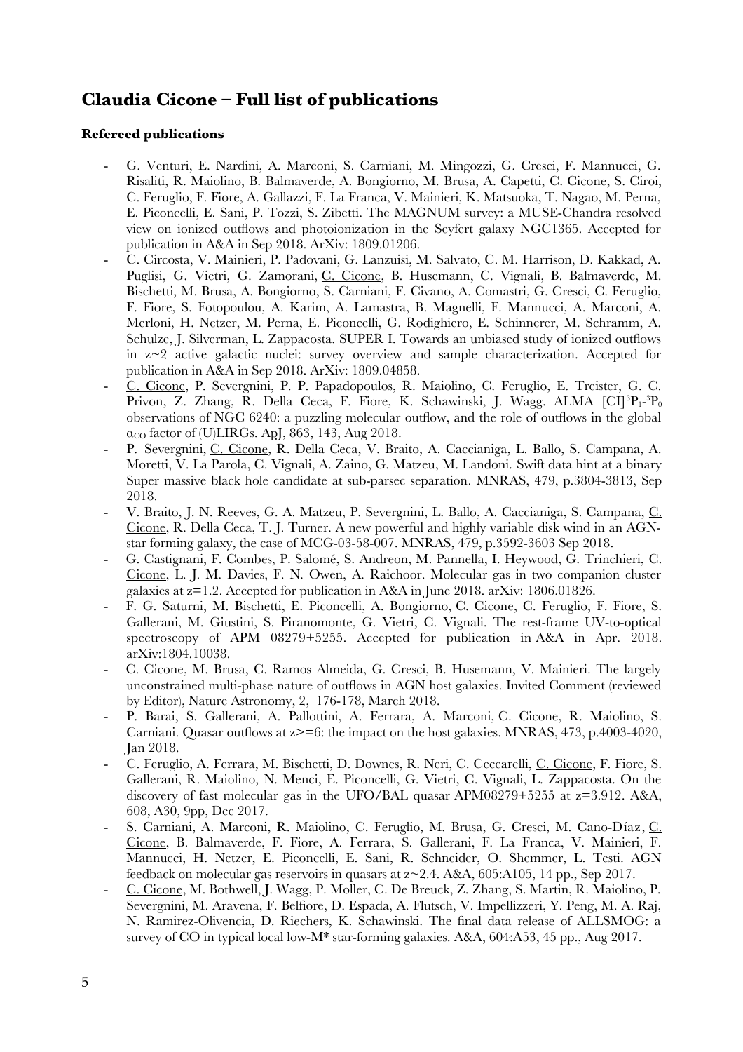## Claudia Cicone – Full list of publications

### Refereed publications

- G. Venturi, E. Nardini, A. Marconi, S. Carniani, M. Mingozzi, G. Cresci, F. Mannucci, G. Risaliti, R. Maiolino, B. Balmaverde, A. Bongiorno, M. Brusa, A. Capetti, C. Cicone, S. Ciroi, C. Feruglio, F. Fiore, A. Gallazzi, F. La Franca, V. Mainieri, K. Matsuoka, T. Nagao, M. Perna, E. Piconcelli, E. Sani, P. Tozzi, S. Zibetti. The MAGNUM survey: a MUSE-Chandra resolved view on ionized outflows and photoionization in the Seyfert galaxy NGC1365. Accepted for publication in A&A in Sep 2018. ArXiv: 1809.01206.
- C. Circosta, V. Mainieri, P. Padovani, G. Lanzuisi, M. Salvato, C. M. Harrison, D. Kakkad, A. Puglisi, G. Vietri, G. Zamorani, C. Cicone, B. Husemann, C. Vignali, B. Balmaverde, M. Bischetti, M. Brusa, A. Bongiorno, S. Carniani, F. Civano, A. Comastri, G. Cresci, C. Feruglio, F. Fiore, S. Fotopoulou, A. Karim, A. Lamastra, B. Magnelli, F. Mannucci, A. Marconi, A. Merloni, H. Netzer, M. Perna, E. Piconcelli, G. Rodighiero, E. Schinnerer, M. Schramm, A. Schulze, J. Silverman, L. Zappacosta. SUPER I. Towards an unbiased study of ionized outflows in z~2 active galactic nuclei: survey overview and sample characterization. Accepted for publication in A&A in Sep 2018. ArXiv: 1809.04858.
- C. Cicone, P. Severgnini, P. P. Papadopoulos, R. Maiolino, C. Feruglio, E. Treister, G. C. Privon, Z. Zhang, R. Della Ceca, F. Fiore, K. Schawinski, J. Wagg. ALMA [CI]$^3P_1$-$^3P_0$ observations of NGC 6240: a puzzling molecular outflow, and the role of outflows in the global $\alpha_{CO}$ factor of (U)LIRGs. ApJ, 863, 143, Aug 2018.
- P. Severgnini, C. Cicone, R. Della Ceca, V. Braito, A. Caccianiga, L. Ballo, S. Campana, A. Moretti, V. La Parola, C. Vignali, A. Zaino, G. Matzeu, M. Landoni. Swift data hint at a binary Super massive black hole candidate at sub-parsec separation. MNRAS, 479, p.3804-3813, Sep 2018.
- V. Braito, J. N. Reeves, G. A. Matzeu, P. Severgnini, L. Ballo, A. Caccianiga, S. Campana, C. Cicone, R. Della Ceca, T. J. Turner. A new powerful and highly variable disk wind in an AGN-star forming galaxy, the case of MCG-03-58-007. MNRAS, 479, p.3592-3603 Sep 2018.
- G. Castignani, F. Combes, P. Salomé, S. Andreon, M. Pannella, I. Heywood, G. Trinchieri, C. Cicone, L. J. M. Davies, F. N. Owen, A. Raichoor. Molecular gas in two companion cluster galaxies at z=1.2. Accepted for publication in A&A in June 2018. arXiv: 1806.01826.
- F. G. Saturni, M. Bischetti, E. Piconcelli, A. Bongiorno, C. Cicone, C. Feruglio, F. Fiore, S. Gallerani, M. Giustini, S. Piranomonte, G. Vietri, C. Vignali. The rest-frame UV-to-optical spectroscopy of APM 08279+5255. Accepted for publication in A&A in Apr. 2018. arXiv:1804.10038.
- C. Cicone, M. Brusa, C. Ramos Almeida, G. Cresci, B. Husemann, V. Mainieri. The largely unconstrained multi-phase nature of outflows in AGN host galaxies. Invited Comment (reviewed by Editor), Nature Astronomy, 2, 176-178, March 2018.
- P. Barai, S. Gallerani, A. Pallottini, A. Ferrara, A. Marconi, C. Cicone, R. Maiolino, S. Carniani. Quasar outflows at z>=6: the impact on the host galaxies. MNRAS, 473, p.4003-4020, Jan 2018.
- C. Feruglio, A. Ferrara, M. Bischetti, D. Downes, R. Neri, C. Ceccarelli, C. Cicone, F. Fiore, S. Gallerani, R. Maiolino, N. Menci, E. Piconcelli, G. Vietri, C. Vignali, L. Zappacosta. On the discovery of fast molecular gas in the UFO/BAL quasar APM08279+5255 at z=3.912. A&A, 608, A30, 9pp, Dec 2017.
- S. Carniani, A. Marconi, R. Maiolino, C. Feruglio, M. Brusa, G. Cresci, M. Cano-Díaz, C. Cicone, B. Balmaverde, F. Fiore, A. Ferrara, S. Gallerani, F. La Franca, V. Mainieri, F. Mannucci, H. Netzer, E. Piconcelli, E. Sani, R. Schneider, O. Shemmer, L. Testi. AGN feedback on molecular gas reservoirs in quasars at z~2.4. A&A, 605:A105, 14 pp., Sep 2017.
- C. Cicone, M. Bothwell, J. Wagg, P. Moller, C. De Breuck, Z. Zhang, S. Martin, R. Maiolino, P. Severgnini, M. Aravena, F. Belfiore, D. Espada, A. Flutsch, V. Impellizzeri, Y. Peng, M. A. Raj, N. Ramirez-Olivencia, D. Riechers, K. Schawinski. The final data release of ALLSMOG: a survey of CO in typical local low-M* star-forming galaxies. A&A, 604:A53, 45 pp., Aug 2017.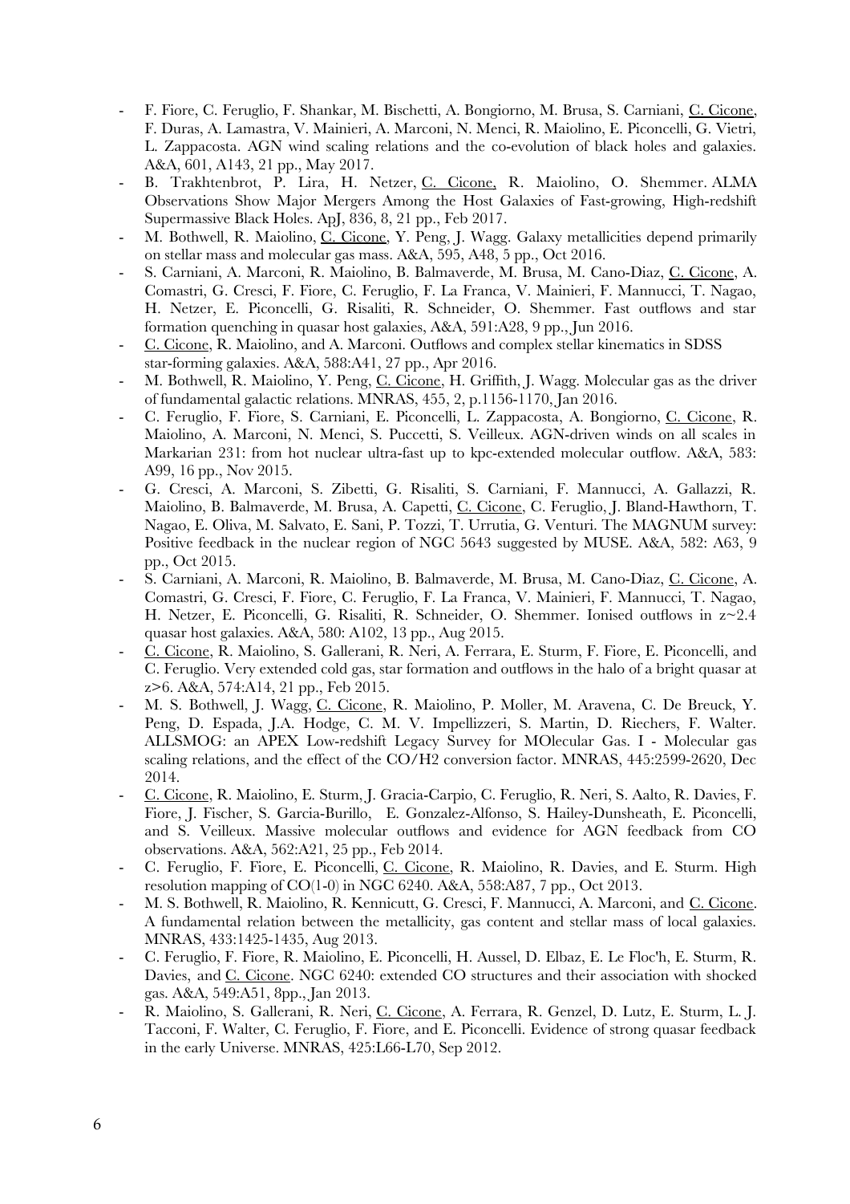- F. Fiore, C. Feruglio, F. Shankar, M. Bischetti, A. Bongiorno, M. Brusa, S. Carniani, C. Cicone, F. Duras, A. Lamastra, V. Mainieri, A. Marconi, N. Menci, R. Maiolino, E. Piconcelli, G. Vietri, L. Zappacosta. AGN wind scaling relations and the co-evolution of black holes and galaxies. A&A, 601, A143, 21 pp., May 2017.
- B. Trakhtenbrot, P. Lira, H. Netzer, C. Cicone, R. Maiolino, O. Shemmer. ALMA Observations Show Major Mergers Among the Host Galaxies of Fast-growing, High-redshift Supermassive Black Holes. ApJ, 836, 8, 21 pp., Feb 2017.
- M. Bothwell, R. Maiolino, C. Cicone, Y. Peng, J. Wagg. Galaxy metallicities depend primarily on stellar mass and molecular gas mass. A&A, 595, A48, 5 pp., Oct 2016.
- S. Carniani, A. Marconi, R. Maiolino, B. Balmaverde, M. Brusa, M. Cano-Diaz, C. Cicone, A. Comastri, G. Cresci, F. Fiore, C. Feruglio, F. La Franca, V. Mainieri, F. Mannucci, T. Nagao, H. Netzer, E. Piconcelli, G. Risaliti, R. Schneider, O. Shemmer. Fast outflows and star formation quenching in quasar host galaxies, A&A, 591:A28, 9 pp., Jun 2016.
- C. Cicone, R. Maiolino, and A. Marconi. Outflows and complex stellar kinematics in SDSS star-forming galaxies. A&A, 588:A41, 27 pp., Apr 2016.
- M. Bothwell, R. Maiolino, Y. Peng, C. Cicone, H. Griffith, J. Wagg. Molecular gas as the driver of fundamental galactic relations. MNRAS, 455, 2, p.1156-1170, Jan 2016.
- C. Feruglio, F. Fiore, S. Carniani, E. Piconcelli, L. Zappacosta, A. Bongiorno, C. Cicone, R. Maiolino, A. Marconi, N. Menci, S. Puccetti, S. Veilleux. AGN-driven winds on all scales in Markarian 231: from hot nuclear ultra-fast up to kpc-extended molecular outflow. A&A, 583: A99, 16 pp., Nov 2015.
- G. Cresci, A. Marconi, S. Zibetti, G. Risaliti, S. Carniani, F. Mannucci, A. Gallazzi, R. Maiolino, B. Balmaverde, M. Brusa, A. Capetti, C. Cicone, C. Feruglio, J. Bland-Hawthorn, T. Nagao, E. Oliva, M. Salvato, E. Sani, P. Tozzi, T. Urrutia, G. Venturi. The MAGNUM survey: Positive feedback in the nuclear region of NGC 5643 suggested by MUSE. A&A, 582: A63, 9 pp., Oct 2015.
- S. Carniani, A. Marconi, R. Maiolino, B. Balmaverde, M. Brusa, M. Cano-Diaz, C. Cicone, A. Comastri, G. Cresci, F. Fiore, C. Feruglio, F. La Franca, V. Mainieri, F. Mannucci, T. Nagao, H. Netzer, E. Piconcelli, G. Risaliti, R. Schneider, O. Shemmer. Ionised outflows in $z\sim2.4$ quasar host galaxies. A&A, 580: A102, 13 pp., Aug 2015.
- C. Cicone, R. Maiolino, S. Gallerani, R. Neri, A. Ferrara, E. Sturm, F. Fiore, E. Piconcelli, and C. Feruglio. Very extended cold gas, star formation and outflows in the halo of a bright quasar at $z>6$. A&A, 574:A14, 21 pp., Feb 2015.
- M. S. Bothwell, J. Wagg, C. Cicone, R. Maiolino, P. Moller, M. Aravena, C. De Breuck, Y. Peng, D. Espada, J.A. Hodge, C. M. V. Impellizzeri, S. Martin, D. Riechers, F. Walter. ALLSMOG: an APEX Low-redshift Legacy Survey for MOlecular Gas. I - Molecular gas scaling relations, and the effect of the CO/H2 conversion factor. MNRAS, 445:2599-2620, Dec 2014.
- C. Cicone, R. Maiolino, E. Sturm, J. Gracia-Carpio, C. Feruglio, R. Neri, S. Aalto, R. Davies, F. Fiore, J. Fischer, S. Garcia-Burillo, E. Gonzalez-Alfonso, S. Hailey-Dunsheath, E. Piconcelli, and S. Veilleux. Massive molecular outflows and evidence for AGN feedback from CO observations. A&A, 562:A21, 25 pp., Feb 2014.
- C. Feruglio, F. Fiore, E. Piconcelli, C. Cicone, R. Maiolino, R. Davies, and E. Sturm. High resolution mapping of CO(1-0) in NGC 6240. A&A, 558:A87, 7 pp., Oct 2013.
- M. S. Bothwell, R. Maiolino, R. Kennicutt, G. Cresci, F. Mannucci, A. Marconi, and C. Cicone. A fundamental relation between the metallicity, gas content and stellar mass of local galaxies. MNRAS, 433:1425-1435, Aug 2013.
- C. Feruglio, F. Fiore, R. Maiolino, E. Piconcelli, H. Aussel, D. Elbaz, E. Le Floc'h, E. Sturm, R. Davies, and C. Cicone. NGC 6240: extended CO structures and their association with shocked gas. A&A, 549:A51, 8pp., Jan 2013.
- R. Maiolino, S. Gallerani, R. Neri, C. Cicone, A. Ferrara, R. Genzel, D. Lutz, E. Sturm, L. J. Tacconi, F. Walter, C. Feruglio, F. Fiore, and E. Piconcelli. Evidence of strong quasar feedback in the early Universe. MNRAS, 425:L66-L70, Sep 2012.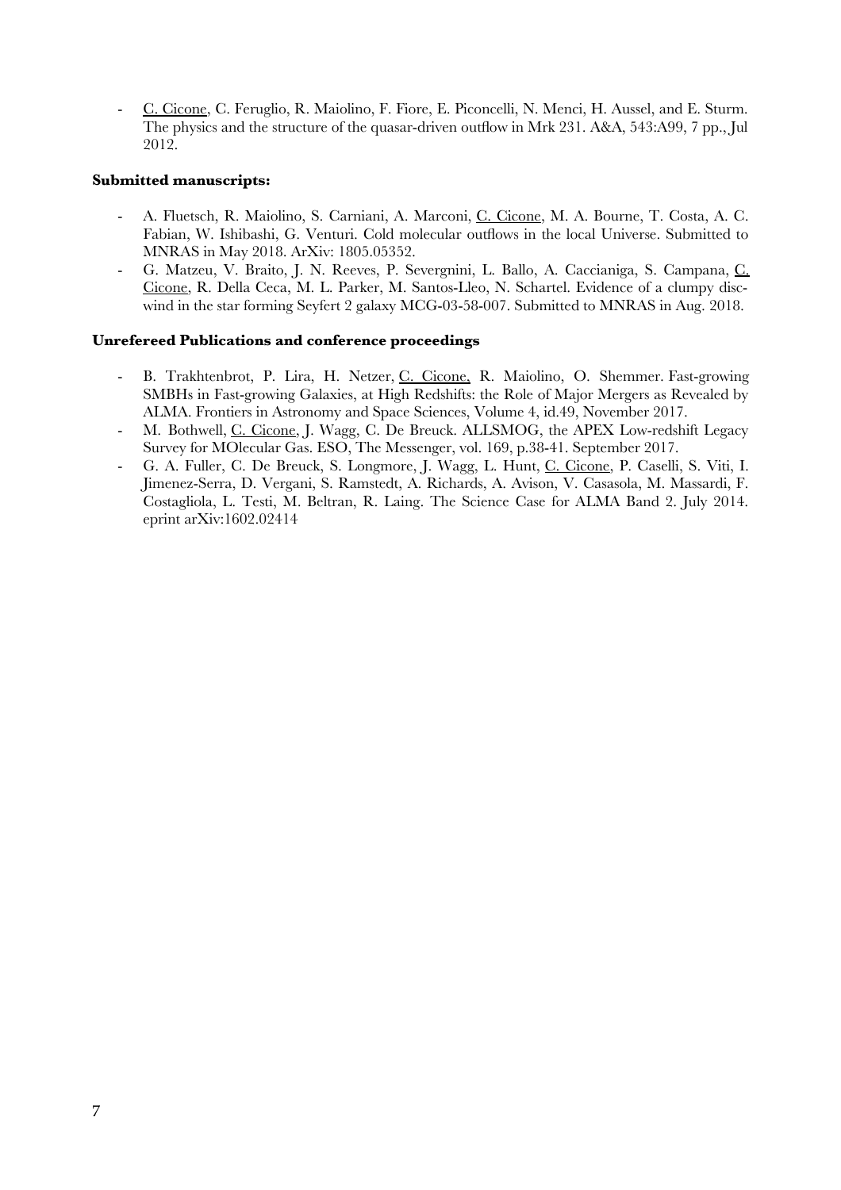- <u>C. Cicone</u>, C. Feruglio, R. Maiolino, F. Fiore, E. Piconcelli, N. Menci, H. Aussel, and E. Sturm. The physics and the structure of the quasar-driven outflow in Mrk 231. A&A, 543:A99, 7 pp., Jul 2012.

**Submitted manuscripts:**

- A. Fluetsch, R. Maiolino, S. Carniani, A. Marconi, <u>C. Cicone</u>, M. A. Bourne, T. Costa, A. C. Fabian, W. Ishibashi, G. Venturi. Cold molecular outflows in the local Universe. Submitted to MNRAS in May 2018. ArXiv: 1805.05352.
- G. Matzeu, V. Braito, J. N. Reeves, P. Severgnini, L. Ballo, A. Caccianiga, S. Campana, <u>C. Cicone</u>, R. Della Ceca, M. L. Parker, M. Santos-Lleo, N. Schartel. Evidence of a clumpy disc-wind in the star forming Seyfert 2 galaxy MCG-03-58-007. Submitted to MNRAS in Aug. 2018.

**Unrefereed Publications and conference proceedings**

- B. Trakhtenbrot, P. Lira, H. Netzer, <u>C. Cicone,</u> R. Maiolino, O. Shemmer. Fast-growing SMBHs in Fast-growing Galaxies, at High Redshifts: the Role of Major Mergers as Revealed by ALMA. Frontiers in Astronomy and Space Sciences, Volume 4, id.49, November 2017.
- M. Bothwell, <u>C. Cicone</u>, J. Wagg, C. De Breuck. ALLSMOG, the APEX Low-redshift Legacy Survey for MOlecular Gas. ESO, The Messenger, vol. 169, p.38-41. September 2017.
- G. A. Fuller, C. De Breuck, S. Longmore, J. Wagg, L. Hunt, <u>C. Cicone</u>, P. Caselli, S. Viti, I. Jimenez-Serra, D. Vergani, S. Ramstedt, A. Richards, A. Avison, V. Casasola, M. Massardi, F. Costagliola, L. Testi, M. Beltran, R. Laing. The Science Case for ALMA Band 2. July 2014. eprint arXiv:1602.02414